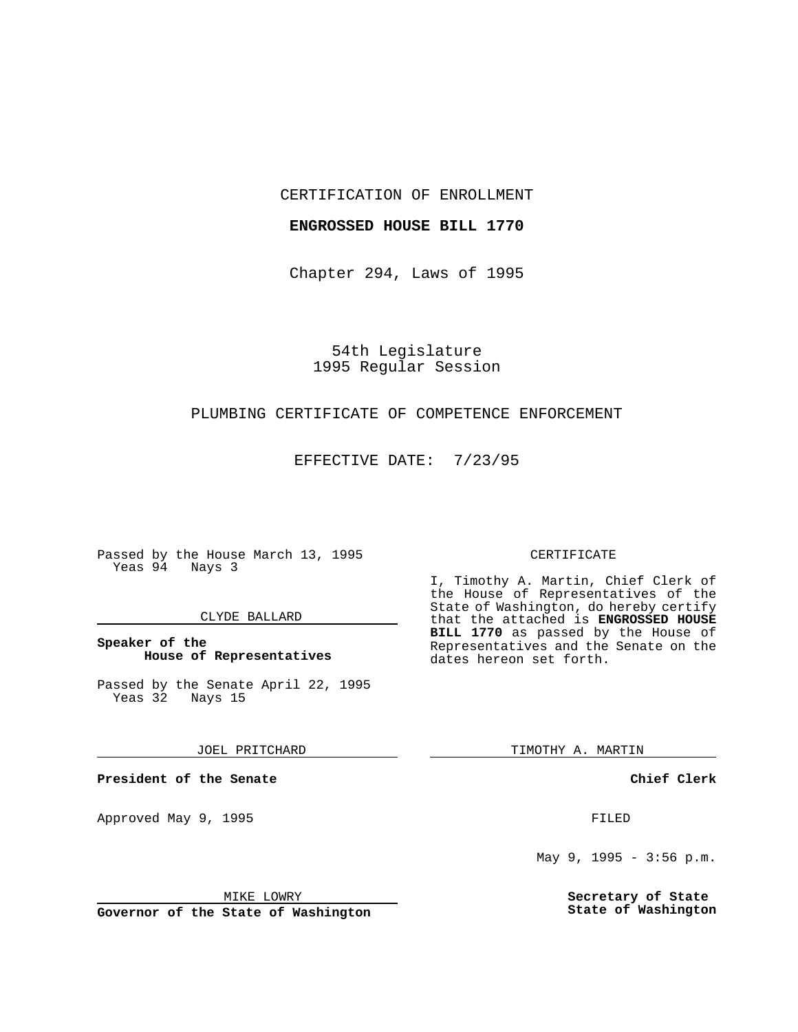CERTIFICATION OF ENROLLMENT

**ENGROSSED HOUSE BILL 1770**

Chapter 294, Laws of 1995

54th Legislature
1995 Regular Session

PLUMBING CERTIFICATE OF COMPETENCE ENFORCEMENT

EFFECTIVE DATE: 7/23/95

Passed by the House March 13, 1995
Yeas 94 Nays 3

CLYDE BALLARD

**Speaker of the House of Representatives**

Passed by the Senate April 22, 1995
Yeas 32 Nays 15

JOEL PRITCHARD

**President of the Senate**

Approved May 9, 1995

MIKE LOWRY

**Governor of the State of Washington**

CERTIFICATE

I, Timothy A. Martin, Chief Clerk of the House of Representatives of the State of Washington, do hereby certify that the attached is **ENGROSSED HOUSE BILL 1770** as passed by the House of Representatives and the Senate on the dates hereon set forth.

TIMOTHY A. MARTIN

**Chief Clerk**

FILED

May 9, 1995 - 3:56 p.m.

**Secretary of State**
**State of Washington**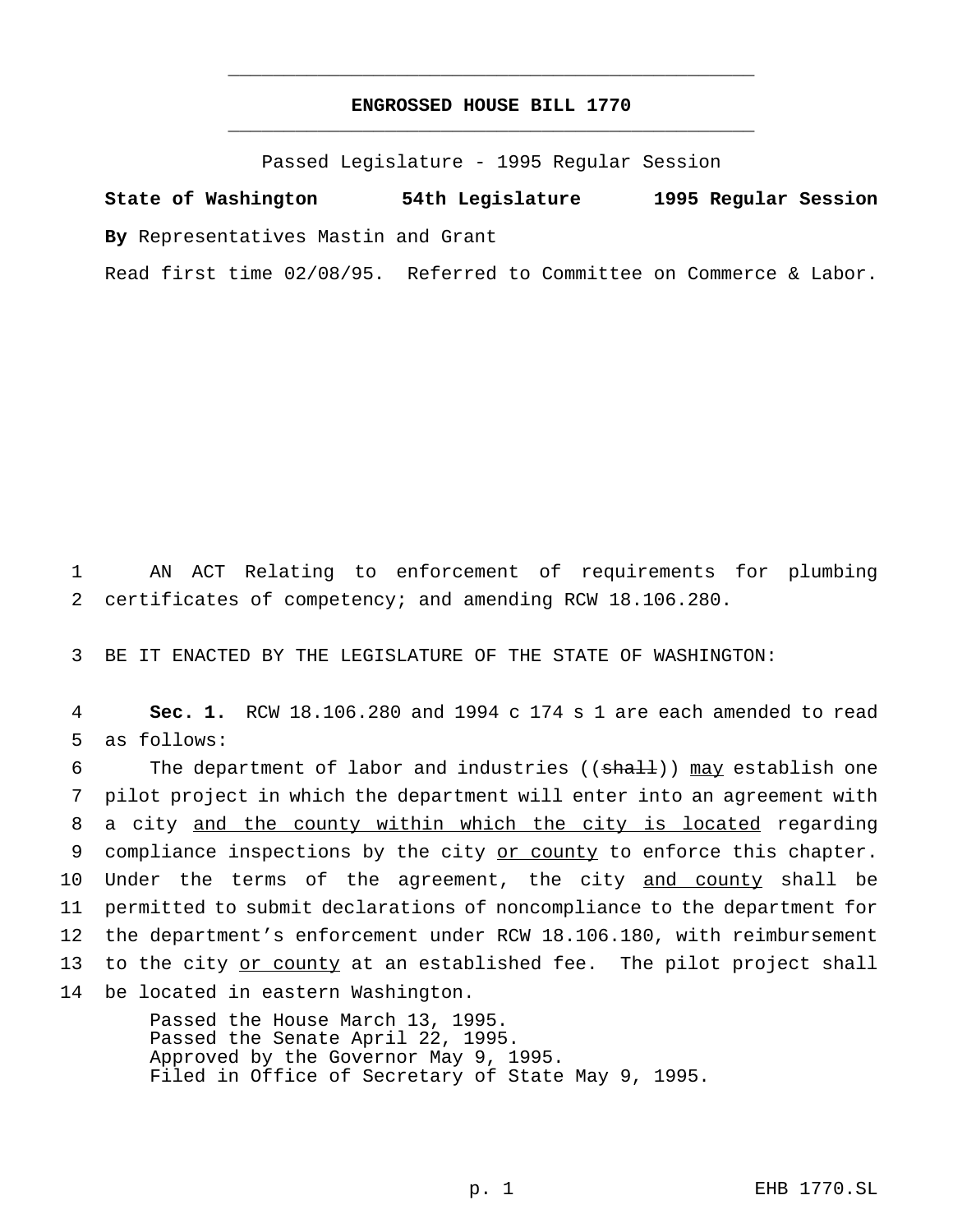## ENGROSSED HOUSE BILL 1770

Passed Legislature - 1995 Regular Session

**State of Washington 54th Legislature 1995 Regular Session**

**By** Representatives Mastin and Grant

Read first time 02/08/95. Referred to Committee on Commerce & Labor.

AN ACT Relating to enforcement of requirements for plumbing certificates of competency; and amending RCW 18.106.280.

BE IT ENACTED BY THE LEGISLATURE OF THE STATE OF WASHINGTON:

**Sec. 1.** RCW 18.106.280 and 1994 c 174 s 1 are each amended to read as follows:

The department of labor and industries ((~~shall~~)) <u>may</u> establish one pilot project in which the department will enter into an agreement with a city <u>and the county within which the city is located</u> regarding compliance inspections by the city <u>or county</u> to enforce this chapter. Under the terms of the agreement, the city <u>and county</u> shall be permitted to submit declarations of noncompliance to the department for the department's enforcement under RCW 18.106.180, with reimbursement to the city <u>or county</u> at an established fee. The pilot project shall be located in eastern Washington.

Passed the House March 13, 1995.
Passed the Senate April 22, 1995.
Approved by the Governor May 9, 1995.
Filed in Office of Secretary of State May 9, 1995.